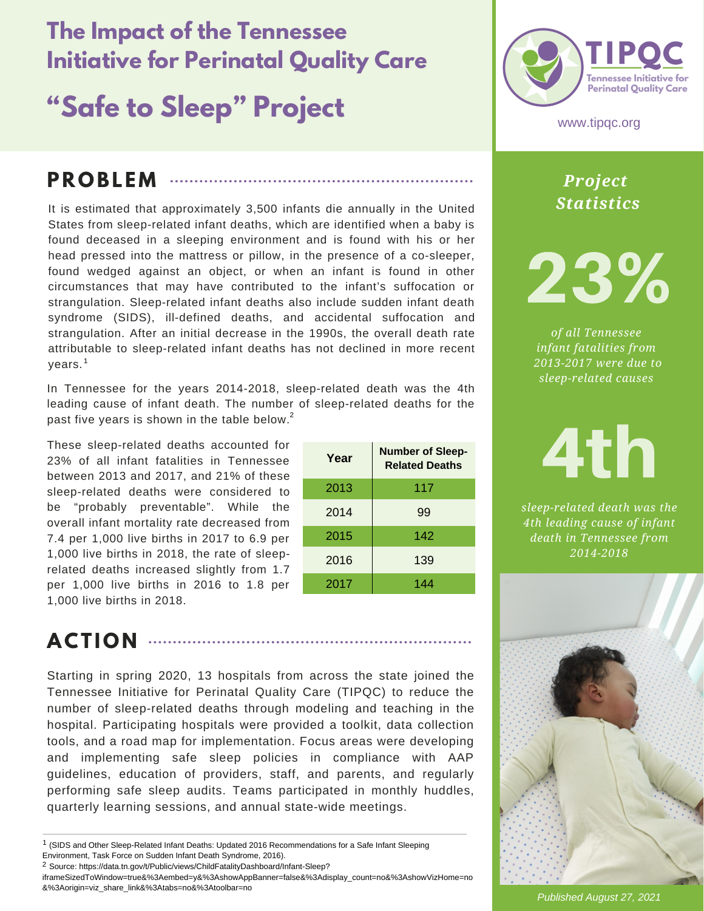# The Impact of the Tennessee Initiative for Perinatal Quality Care

# "Safe to Sleep" Project

TIPQC
Tennessee Initiative for Perinatal Quality Care

www.tipqc.org

## PROBLEM

It is estimated that approximately 3,500 infants die annually in the United States from sleep-related infant deaths, which are identified when a baby is found deceased in a sleeping environment and is found with his or her head pressed into the mattress or pillow, in the presence of a co-sleeper, found wedged against an object, or when an infant is found in other circumstances that may have contributed to the infant's suffocation or strangulation. Sleep-related infant deaths also include sudden infant death syndrome (SIDS), ill-defined deaths, and accidental suffocation and strangulation. After an initial decrease in the 1990s, the overall death rate attributable to sleep-related infant deaths has not declined in more recent years.[1]

In Tennessee for the years 2014-2018, sleep-related death was the 4th leading cause of infant death. The number of sleep-related deaths for the past five years is shown in the table below.[2]

These sleep-related deaths accounted for 23% of all infant fatalities in Tennessee between 2013 and 2017, and 21% of these sleep-related deaths were considered to be "probably preventable". While the overall infant mortality rate decreased from 7.4 per 1,000 live births in 2017 to 6.9 per 1,000 live births in 2018, the rate of sleep-related deaths increased slightly from 1.7 per 1,000 live births in 2016 to 1.8 per 1,000 live births in 2018.

| Year | Number of Sleep-Related Deaths |
|---|---|
| 2013 | 117 |
| 2014 | 99 |
| 2015 | 142 |
| 2016 | 139 |
| 2017 | 144 |

## ACTION

Starting in spring 2020, 13 hospitals from across the state joined the Tennessee Initiative for Perinatal Quality Care (TIPQC) to reduce the number of sleep-related deaths through modeling and teaching in the hospital. Participating hospitals were provided a toolkit, data collection tools, and a road map for implementation. Focus areas were developing and implementing safe sleep policies in compliance with AAP guidelines, education of providers, staff, and parents, and regularly performing safe sleep audits. Teams participated in monthly huddles, quarterly learning sessions, and annual state-wide meetings.

### *Project Statistics*

**23%**

*of all Tennessee infant fatalities from 2013-2017 were due to sleep-related causes*

**4th**

*sleep-related death was the 4th leading cause of infant death in Tennessee from 2014-2018*

*Published August 27, 2021*

---

[1] (SIDS and Other Sleep-Related Infant Deaths: Updated 2016 Recommendations for a Safe Infant Sleeping Environment, Task Force on Sudden Infant Death Syndrome, 2016).

[2] Source: https://data.tn.gov/t/Public/views/ChildFatalityDashboard/Infant-Sleep?iframeSizedToWindow=true&%3Aembed=y&%3AshowAppBanner=false&%3Adisplay_count=no&%3AshowVizHome=no&%3Aorigin=viz_share_link&%3Atabs=no&%3Atoolbar=no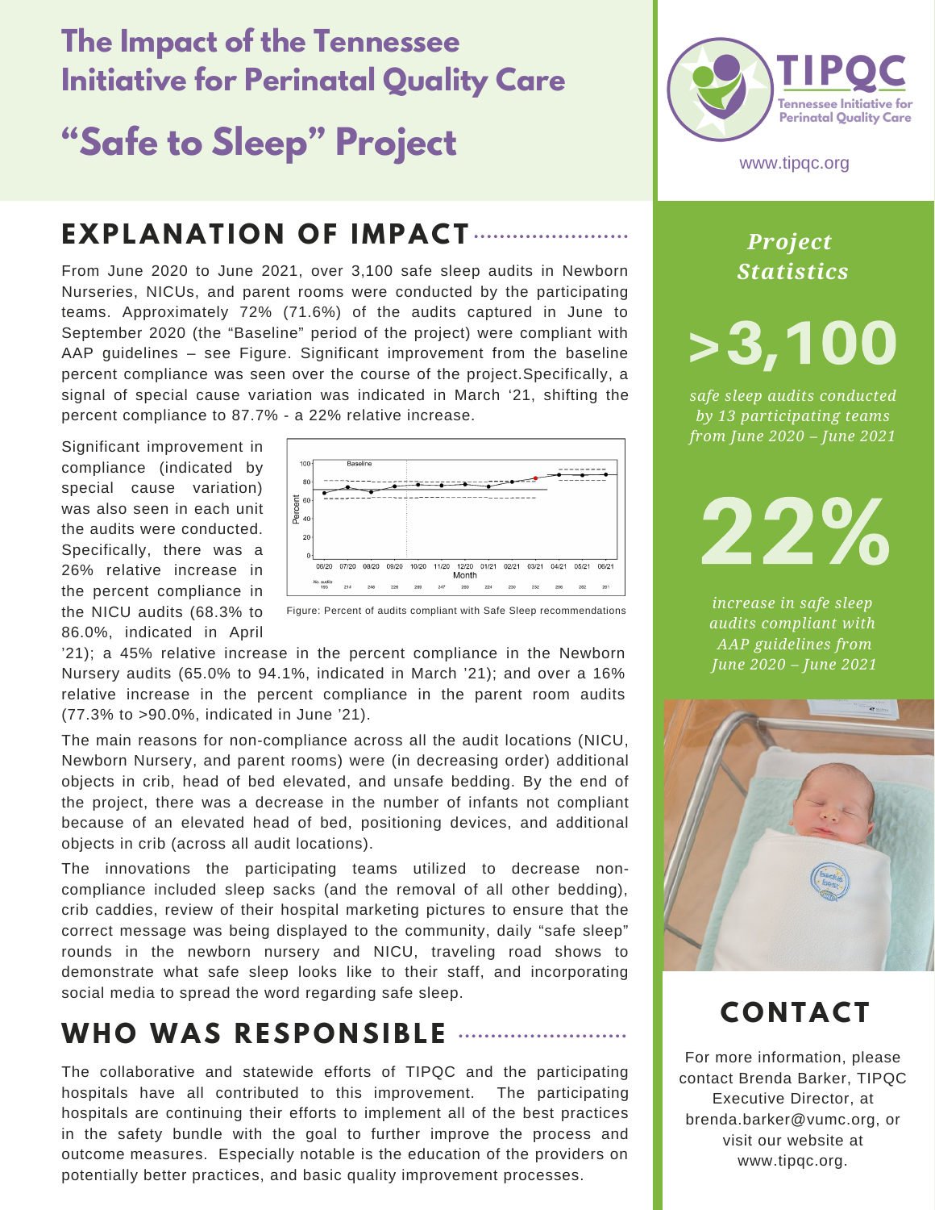# The Impact of the Tennessee Initiative for Perinatal Quality Care

# "Safe to Sleep" Project

TIPQC
Tennessee Initiative for Perinatal Quality Care

www.tipqc.org

## EXPLANATION OF IMPACT

From June 2020 to June 2021, over 3,100 safe sleep audits in Newborn Nurseries, NICUs, and parent rooms were conducted by the participating teams. Approximately 72% (71.6%) of the audits captured in June to September 2020 (the "Baseline" period of the project) were compliant with AAP guidelines – see Figure. Significant improvement from the baseline percent compliance was seen over the course of the project.Specifically, a signal of special cause variation was indicated in March '21, shifting the percent compliance to 87.7% - a 22% relative increase.

Significant improvement in compliance (indicated by special cause variation) was also seen in each unit the audits were conducted. Specifically, there was a 26% relative increase in the percent compliance in the NICU audits (68.3% to 86.0%, indicated in April '21); a 45% relative increase in the percent compliance in the Newborn Nursery audits (65.0% to 94.1%, indicated in March '21); and over a 16% relative increase in the percent compliance in the parent room audits (77.3% to >90.0%, indicated in June '21).

Baseline
Percent
100
80
60
40
20
0
06/20 07/20 08/20 09/20 10/20 11/20 12/20 01/21 02/21 03/21 04/21 05/21 06/21
Month
No. audits
193 214 248 226 289 247 280 224 230 232 266 282 281

Figure: Percent of audits compliant with Safe Sleep recommendations

The main reasons for non-compliance across all the audit locations (NICU, Newborn Nursery, and parent rooms) were (in decreasing order) additional objects in crib, head of bed elevated, and unsafe bedding. By the end of the project, there was a decrease in the number of infants not compliant because of an elevated head of bed, positioning devices, and additional objects in crib (across all audit locations).

The innovations the participating teams utilized to decrease non-compliance included sleep sacks (and the removal of all other bedding), crib caddies, review of their hospital marketing pictures to ensure that the correct message was being displayed to the community, daily "safe sleep" rounds in the newborn nursery and NICU, traveling road shows to demonstrate what safe sleep looks like to their staff, and incorporating social media to spread the word regarding safe sleep.

## WHO WAS RESPONSIBLE

The collaborative and statewide efforts of TIPQC and the participating hospitals have all contributed to this improvement. The participating hospitals are continuing their efforts to implement all of the best practices in the safety bundle with the goal to further improve the process and outcome measures. Especially notable is the education of the providers on potentially better practices, and basic quality improvement processes.

### *Project Statistics*

**>3,100**

*safe sleep audits conducted by 13 participating teams from June 2020 – June 2021*

**22%**

*increase in safe sleep audits compliant with AAP guidelines from June 2020 – June 2021*

## CONTACT

For more information, please contact Brenda Barker, TIPQC Executive Director, at brenda.barker@vumc.org, or visit our website at www.tipqc.org.